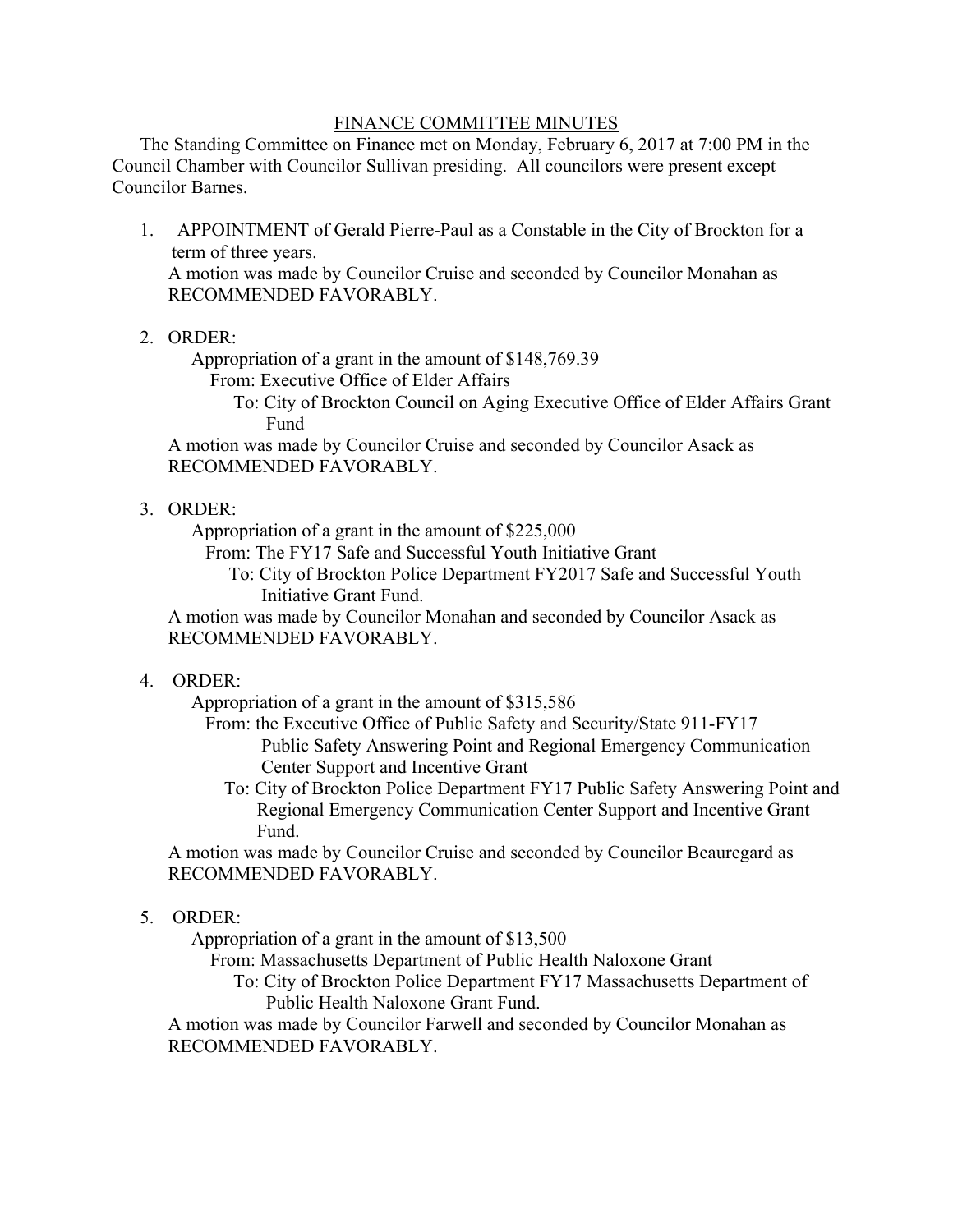# FINANCE COMMITTEE MINUTES

The Standing Committee on Finance met on Monday, February 6, 2017 at 7:00 PM in the Council Chamber with Councilor Sullivan presiding. All councilors were present except Councilor Barnes.

1. APPOINTMENT of Gerald Pierre-Paul as a Constable in the City of Brockton for a term of three years.
   A motion was made by Councilor Cruise and seconded by Councilor Monahan as RECOMMENDED FAVORABLY.

2. ORDER:
   Appropriation of a grant in the amount of $148,769.39
   From: Executive Office of Elder Affairs
   To: City of Brockton Council on Aging Executive Office of Elder Affairs Grant Fund
   A motion was made by Councilor Cruise and seconded by Councilor Asack as RECOMMENDED FAVORABLY.

3. ORDER:
   Appropriation of a grant in the amount of $225,000
   From: The FY17 Safe and Successful Youth Initiative Grant
   To: City of Brockton Police Department FY2017 Safe and Successful Youth Initiative Grant Fund.
   A motion was made by Councilor Monahan and seconded by Councilor Asack as RECOMMENDED FAVORABLY.

4. ORDER:
   Appropriation of a grant in the amount of $315,586
   From: the Executive Office of Public Safety and Security/State 911-FY17 Public Safety Answering Point and Regional Emergency Communication Center Support and Incentive Grant
   To: City of Brockton Police Department FY17 Public Safety Answering Point and Regional Emergency Communication Center Support and Incentive Grant Fund.
   A motion was made by Councilor Cruise and seconded by Councilor Beauregard as RECOMMENDED FAVORABLY.

5. ORDER:
   Appropriation of a grant in the amount of $13,500
   From: Massachusetts Department of Public Health Naloxone Grant
   To: City of Brockton Police Department FY17 Massachusetts Department of Public Health Naloxone Grant Fund.
   A motion was made by Councilor Farwell and seconded by Councilor Monahan as RECOMMENDED FAVORABLY.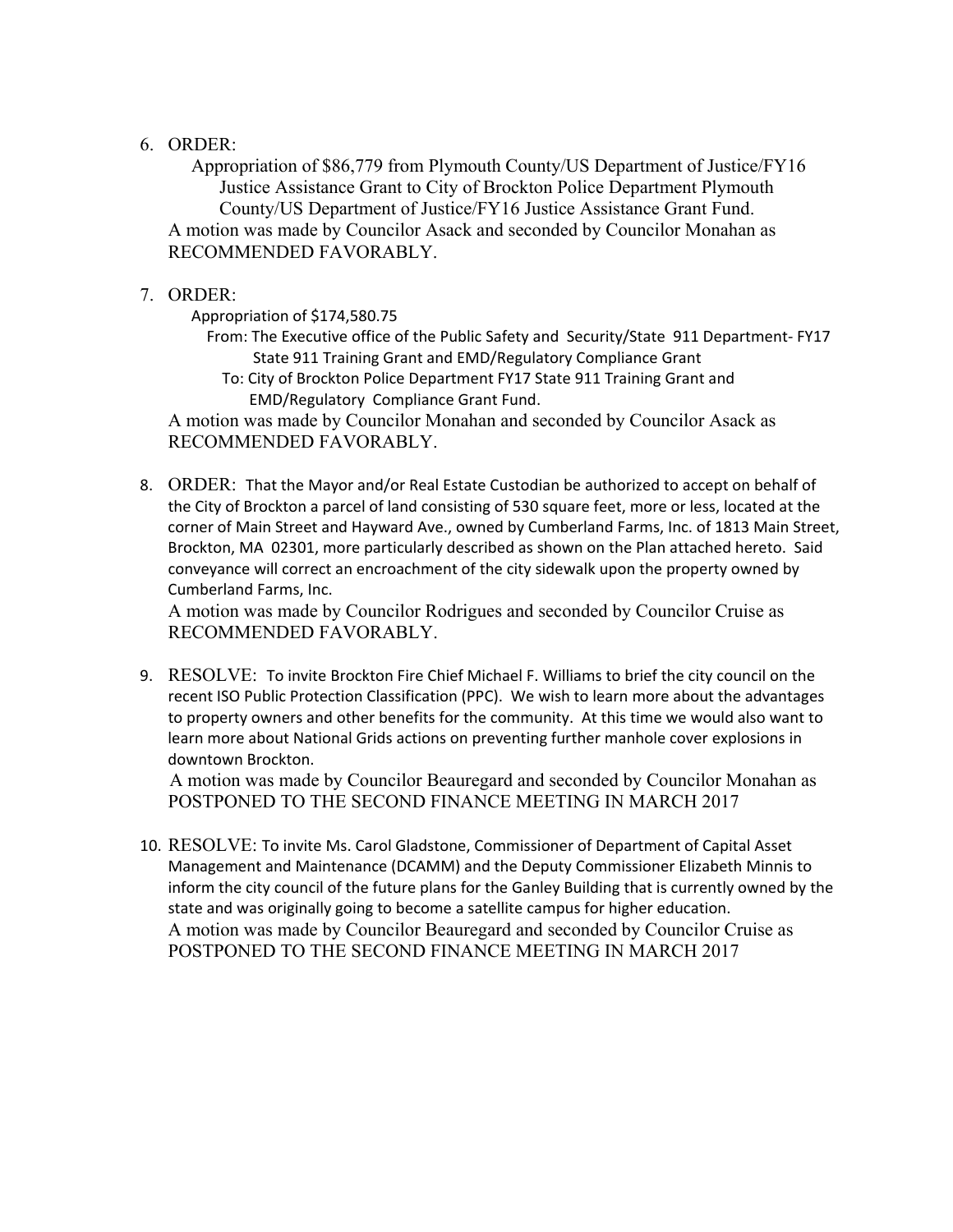6. ORDER:

   Appropriation of $86,779 from Plymouth County/US Department of Justice/FY16 Justice Assistance Grant to City of Brockton Police Department Plymouth County/US Department of Justice/FY16 Justice Assistance Grant Fund.

   A motion was made by Councilor Asack and seconded by Councilor Monahan as RECOMMENDED FAVORABLY.

7. ORDER:

   Appropriation of $174,580.75

   From: The Executive office of the Public Safety and Security/State 911 Department- FY17 State 911 Training Grant and EMD/Regulatory Compliance Grant

   To: City of Brockton Police Department FY17 State 911 Training Grant and EMD/Regulatory Compliance Grant Fund.

   A motion was made by Councilor Monahan and seconded by Councilor Asack as RECOMMENDED FAVORABLY.

8. ORDER: That the Mayor and/or Real Estate Custodian be authorized to accept on behalf of the City of Brockton a parcel of land consisting of 530 square feet, more or less, located at the corner of Main Street and Hayward Ave., owned by Cumberland Farms, Inc. of 1813 Main Street, Brockton, MA 02301, more particularly described as shown on the Plan attached hereto. Said conveyance will correct an encroachment of the city sidewalk upon the property owned by Cumberland Farms, Inc.

   A motion was made by Councilor Rodrigues and seconded by Councilor Cruise as RECOMMENDED FAVORABLY.

9. RESOLVE: To invite Brockton Fire Chief Michael F. Williams to brief the city council on the recent ISO Public Protection Classification (PPC). We wish to learn more about the advantages to property owners and other benefits for the community. At this time we would also want to learn more about National Grids actions on preventing further manhole cover explosions in downtown Brockton.

   A motion was made by Councilor Beauregard and seconded by Councilor Monahan as POSTPONED TO THE SECOND FINANCE MEETING IN MARCH 2017

10. RESOLVE: To invite Ms. Carol Gladstone, Commissioner of Department of Capital Asset Management and Maintenance (DCAMM) and the Deputy Commissioner Elizabeth Minnis to inform the city council of the future plans for the Ganley Building that is currently owned by the state and was originally going to become a satellite campus for higher education.

    A motion was made by Councilor Beauregard and seconded by Councilor Cruise as POSTPONED TO THE SECOND FINANCE MEETING IN MARCH 2017